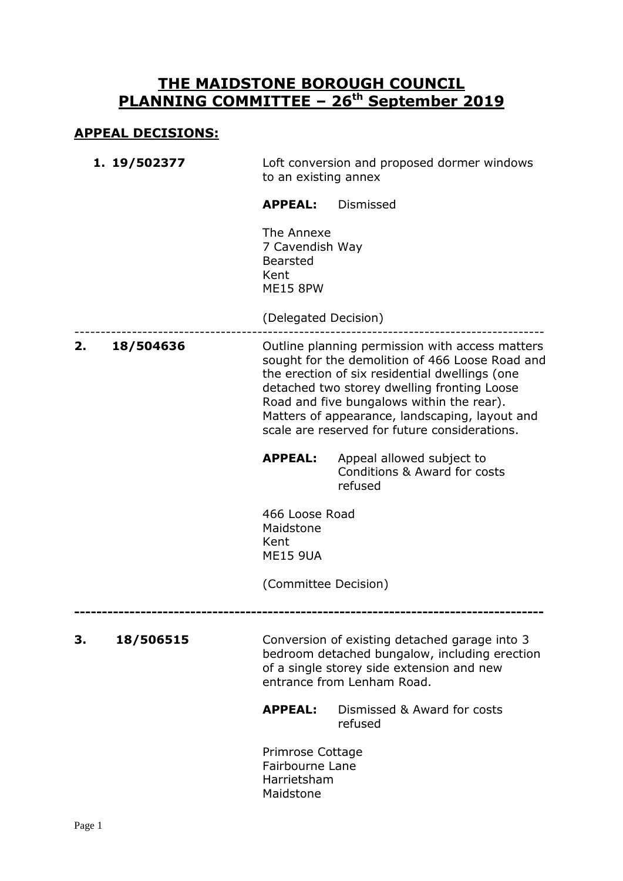# THE MAIDSTONE BOROUGH COUNCIL
# PLANNING COMMITTEE – 26th September 2019

## APPEAL DECISIONS:

**1. 19/502377**

Loft conversion and proposed dormer windows to an existing annex

**APPEAL:** Dismissed

The Annexe
7 Cavendish Way
Bearsted
Kent
ME15 8PW

(Delegated Decision)

---

**2. 18/504636**

Outline planning permission with access matters sought for the demolition of 466 Loose Road and the erection of six residential dwellings (one detached two storey dwelling fronting Loose Road and five bungalows within the rear). Matters of appearance, landscaping, layout and scale are reserved for future considerations.

**APPEAL:** Appeal allowed subject to Conditions & Award for costs refused

466 Loose Road
Maidstone
Kent
ME15 9UA

(Committee Decision)

---

**3. 18/506515**

Conversion of existing detached garage into 3 bedroom detached bungalow, including erection of a single storey side extension and new entrance from Lenham Road.

**APPEAL:** Dismissed & Award for costs refused

Primrose Cottage
Fairbourne Lane
Harrietsham
Maidstone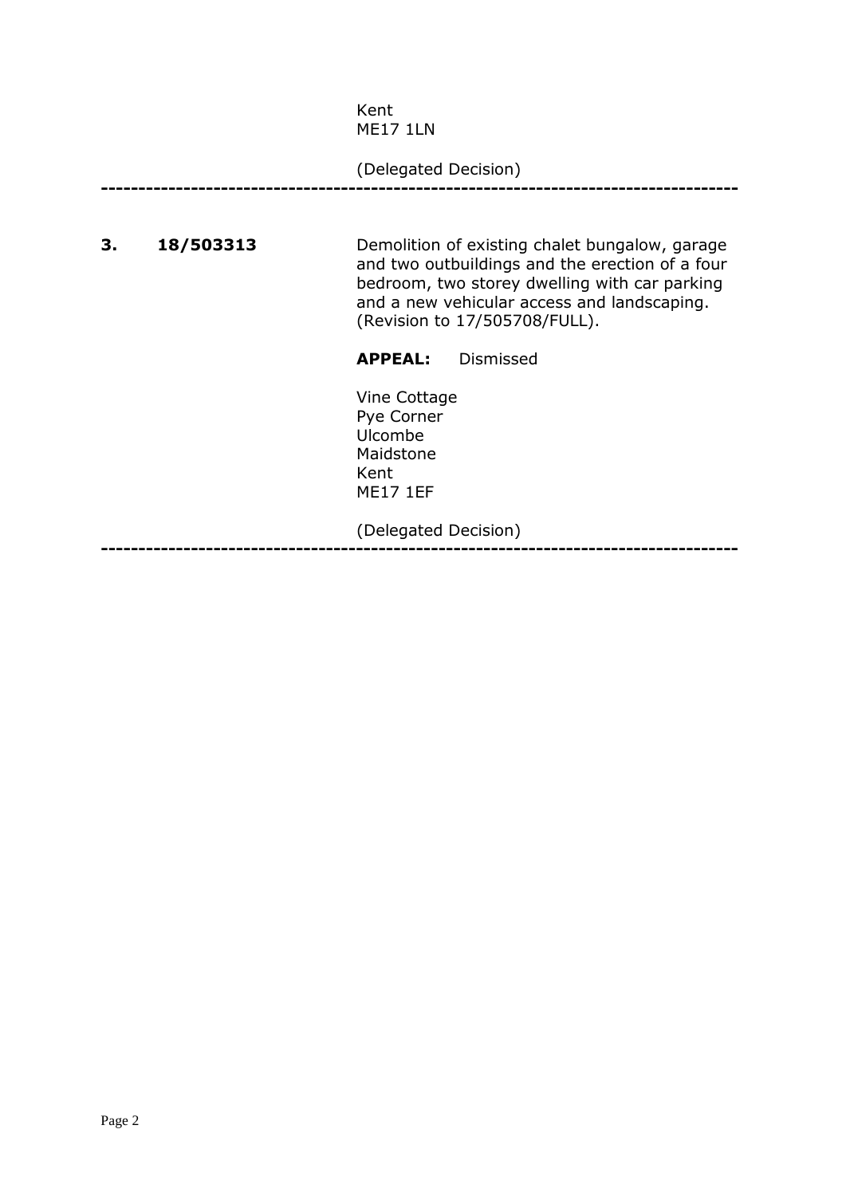Kent
ME17 1LN

(Delegated Decision)

---

**3.** **18/503313**

Demolition of existing chalet bungalow, garage and two outbuildings and the erection of a four bedroom, two storey dwelling with car parking and a new vehicular access and landscaping. (Revision to 17/505708/FULL).

**APPEAL:** Dismissed

Vine Cottage
Pye Corner
Ulcombe
Maidstone
Kent
ME17 1EF

(Delegated Decision)

---